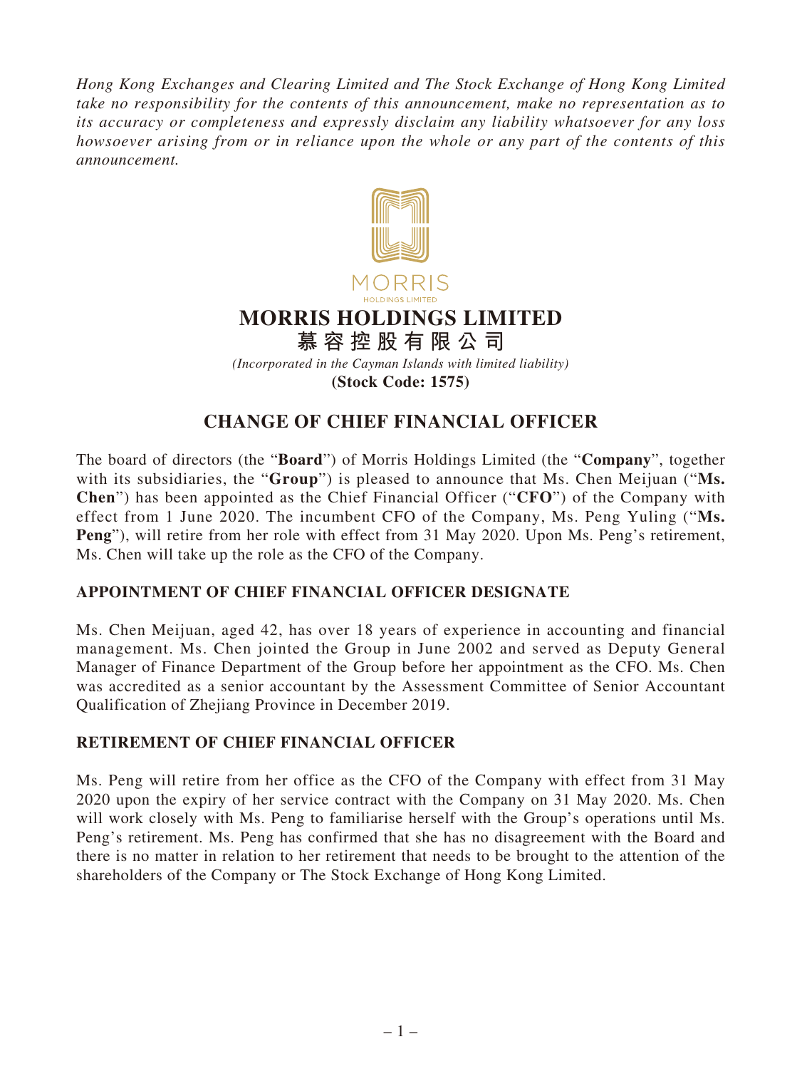*Hong Kong Exchanges and Clearing Limited and The Stock Exchange of Hong Kong Limited take no responsibility for the contents of this announcement, make no representation as to its accuracy or completeness and expressly disclaim any liability whatsoever for any loss howsoever arising from or in reliance upon the whole or any part of the contents of this announcement.*

MORRIS
HOLDINGS LIMITED

# MORRIS HOLDINGS LIMITED

# 慕容控股有限公司

*(Incorporated in the Cayman Islands with limited liability)*

**(Stock Code: 1575)**

## CHANGE OF CHIEF FINANCIAL OFFICER

The board of directors (the "**Board**") of Morris Holdings Limited (the "**Company**", together with its subsidiaries, the "**Group**") is pleased to announce that Ms. Chen Meijuan ("**Ms. Chen**") has been appointed as the Chief Financial Officer ("**CFO**") of the Company with effect from 1 June 2020. The incumbent CFO of the Company, Ms. Peng Yuling ("**Ms. Peng**"), will retire from her role with effect from 31 May 2020. Upon Ms. Peng's retirement, Ms. Chen will take up the role as the CFO of the Company.

### APPOINTMENT OF CHIEF FINANCIAL OFFICER DESIGNATE

Ms. Chen Meijuan, aged 42, has over 18 years of experience in accounting and financial management. Ms. Chen jointed the Group in June 2002 and served as Deputy General Manager of Finance Department of the Group before her appointment as the CFO. Ms. Chen was accredited as a senior accountant by the Assessment Committee of Senior Accountant Qualification of Zhejiang Province in December 2019.

### RETIREMENT OF CHIEF FINANCIAL OFFICER

Ms. Peng will retire from her office as the CFO of the Company with effect from 31 May 2020 upon the expiry of her service contract with the Company on 31 May 2020. Ms. Chen will work closely with Ms. Peng to familiarise herself with the Group's operations until Ms. Peng's retirement. Ms. Peng has confirmed that she has no disagreement with the Board and there is no matter in relation to her retirement that needs to be brought to the attention of the shareholders of the Company or The Stock Exchange of Hong Kong Limited.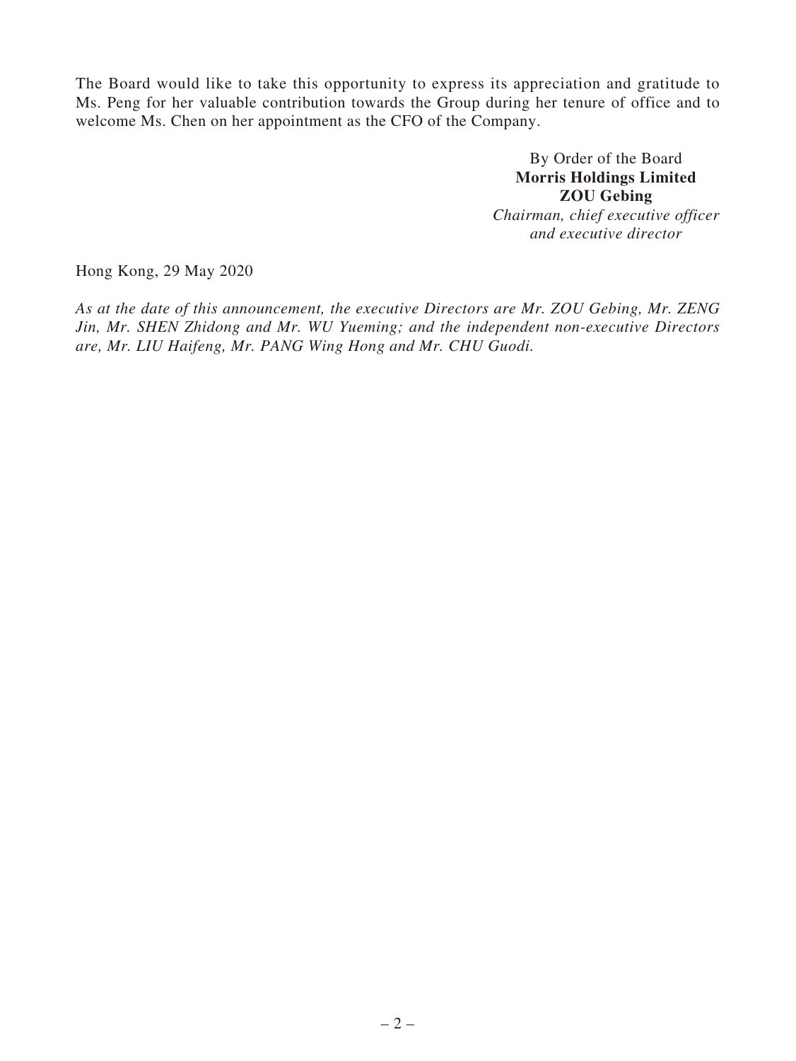The Board would like to take this opportunity to express its appreciation and gratitude to Ms. Peng for her valuable contribution towards the Group during her tenure of office and to welcome Ms. Chen on her appointment as the CFO of the Company.

By Order of the Board
**Morris Holdings Limited**
**ZOU Gebing**
*Chairman, chief executive officer and executive director*

Hong Kong, 29 May 2020

*As at the date of this announcement, the executive Directors are Mr. ZOU Gebing, Mr. ZENG Jin, Mr. SHEN Zhidong and Mr. WU Yueming; and the independent non-executive Directors are, Mr. LIU Haifeng, Mr. PANG Wing Hong and Mr. CHU Guodi.*